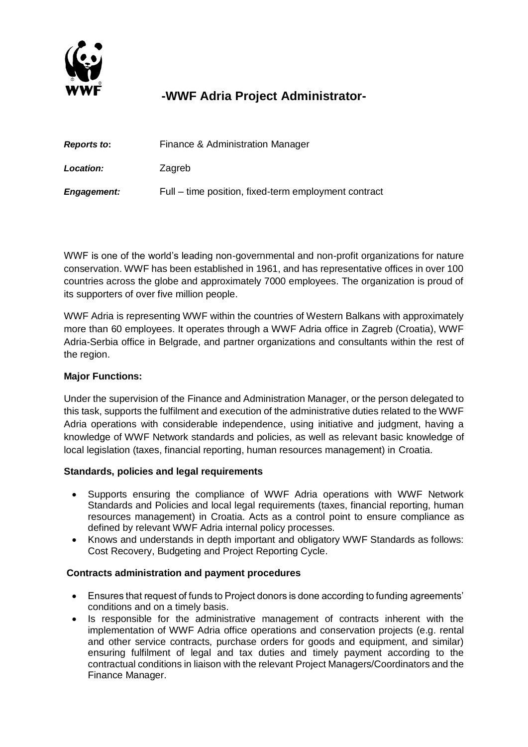# -WWF Adria Project Administrator-

| | |
|---|---|
| ***Reports to*:** | Finance & Administration Manager |
| ***Location:*** | Zagreb |
| ***Engagement:*** | Full – time position, fixed-term employment contract |

WWF is one of the world's leading non-governmental and non-profit organizations for nature conservation. WWF has been established in 1961, and has representative offices in over 100 countries across the globe and approximately 7000 employees. The organization is proud of its supporters of over five million people.

WWF Adria is representing WWF within the countries of Western Balkans with approximately more than 60 employees. It operates through a WWF Adria office in Zagreb (Croatia), WWF Adria-Serbia office in Belgrade, and partner organizations and consultants within the rest of the region.

**Major Functions:**

Under the supervision of the Finance and Administration Manager, or the person delegated to this task, supports the fulfilment and execution of the administrative duties related to the WWF Adria operations with considerable independence, using initiative and judgment, having a knowledge of WWF Network standards and policies, as well as relevant basic knowledge of local legislation (taxes, financial reporting, human resources management) in Croatia.

**Standards, policies and legal requirements**

- Supports ensuring the compliance of WWF Adria operations with WWF Network Standards and Policies and local legal requirements (taxes, financial reporting, human resources management) in Croatia. Acts as a control point to ensure compliance as defined by relevant WWF Adria internal policy processes.
- Knows and understands in depth important and obligatory WWF Standards as follows: Cost Recovery, Budgeting and Project Reporting Cycle.

**Contracts administration and payment procedures**

- Ensures that request of funds to Project donors is done according to funding agreements' conditions and on a timely basis.
- Is responsible for the administrative management of contracts inherent with the implementation of WWF Adria office operations and conservation projects (e.g. rental and other service contracts, purchase orders for goods and equipment, and similar) ensuring fulfilment of legal and tax duties and timely payment according to the contractual conditions in liaison with the relevant Project Managers/Coordinators and the Finance Manager.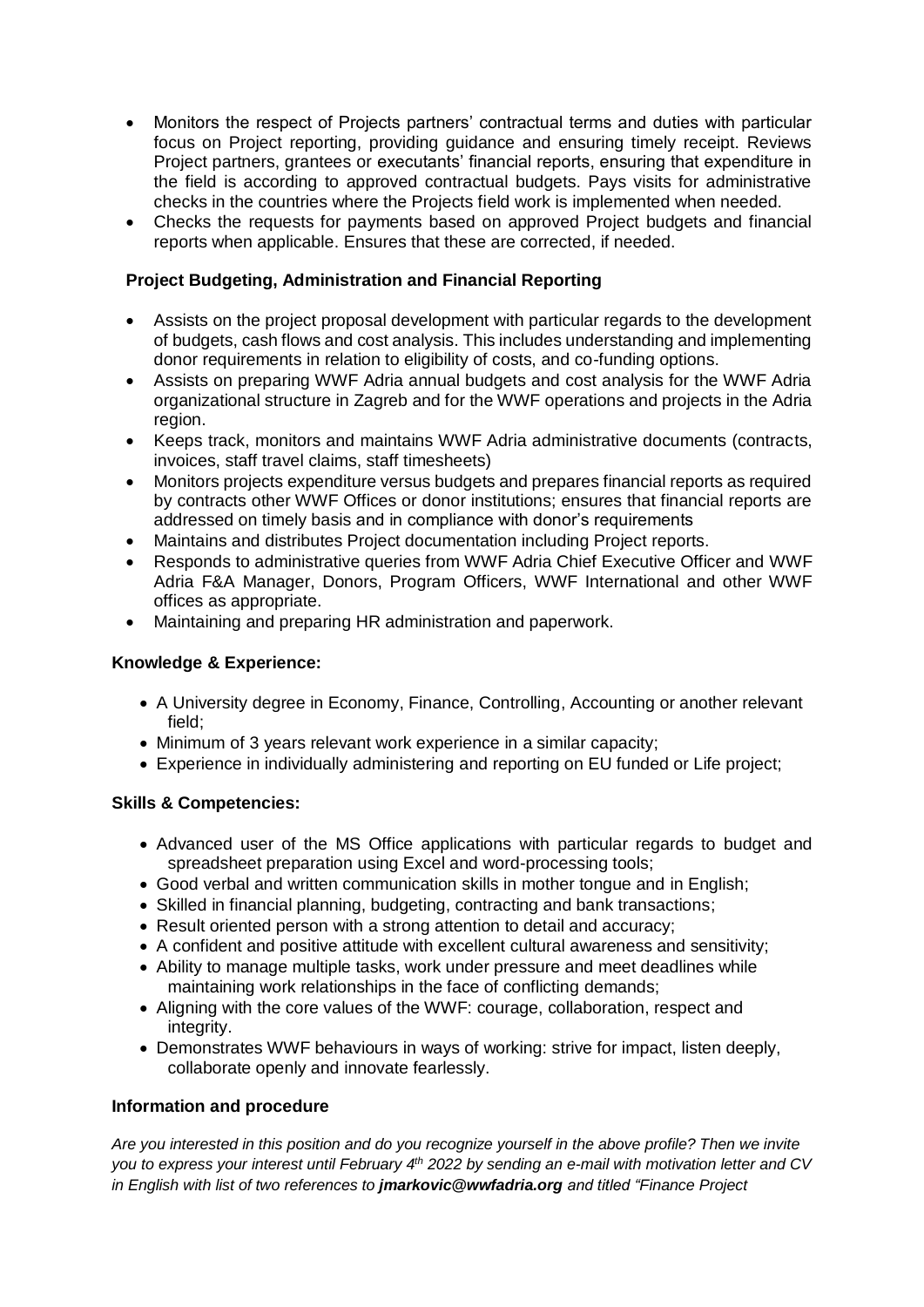- Monitors the respect of Projects partners' contractual terms and duties with particular focus on Project reporting, providing guidance and ensuring timely receipt. Reviews Project partners, grantees or executants' financial reports, ensuring that expenditure in the field is according to approved contractual budgets. Pays visits for administrative checks in the countries where the Projects field work is implemented when needed.
- Checks the requests for payments based on approved Project budgets and financial reports when applicable. Ensures that these are corrected, if needed.

**Project Budgeting, Administration and Financial Reporting**

- Assists on the project proposal development with particular regards to the development of budgets, cash flows and cost analysis. This includes understanding and implementing donor requirements in relation to eligibility of costs, and co-funding options.
- Assists on preparing WWF Adria annual budgets and cost analysis for the WWF Adria organizational structure in Zagreb and for the WWF operations and projects in the Adria region.
- Keeps track, monitors and maintains WWF Adria administrative documents (contracts, invoices, staff travel claims, staff timesheets)
- Monitors projects expenditure versus budgets and prepares financial reports as required by contracts other WWF Offices or donor institutions; ensures that financial reports are addressed on timely basis and in compliance with donor's requirements
- Maintains and distributes Project documentation including Project reports.
- Responds to administrative queries from WWF Adria Chief Executive Officer and WWF Adria F&A Manager, Donors, Program Officers, WWF International and other WWF offices as appropriate.
- Maintaining and preparing HR administration and paperwork.

**Knowledge & Experience:**

- A University degree in Economy, Finance, Controlling, Accounting or another relevant field;
- Minimum of 3 years relevant work experience in a similar capacity;
- Experience in individually administering and reporting on EU funded or Life project;

**Skills & Competencies:**

- Advanced user of the MS Office applications with particular regards to budget and spreadsheet preparation using Excel and word-processing tools;
- Good verbal and written communication skills in mother tongue and in English;
- Skilled in financial planning, budgeting, contracting and bank transactions;
- Result oriented person with a strong attention to detail and accuracy;
- A confident and positive attitude with excellent cultural awareness and sensitivity;
- Ability to manage multiple tasks, work under pressure and meet deadlines while maintaining work relationships in the face of conflicting demands;
- Aligning with the core values of the WWF: courage, collaboration, respect and integrity.
- Demonstrates WWF behaviours in ways of working: strive for impact, listen deeply, collaborate openly and innovate fearlessly.

**Information and procedure**

*Are you interested in this position and do you recognize yourself in the above profile? Then we invite you to express your interest until February 4th 2022 by sending an e-mail with motivation letter and CV in English with list of two references to **jmarkovic@wwfadria.org** and titled "Finance Project*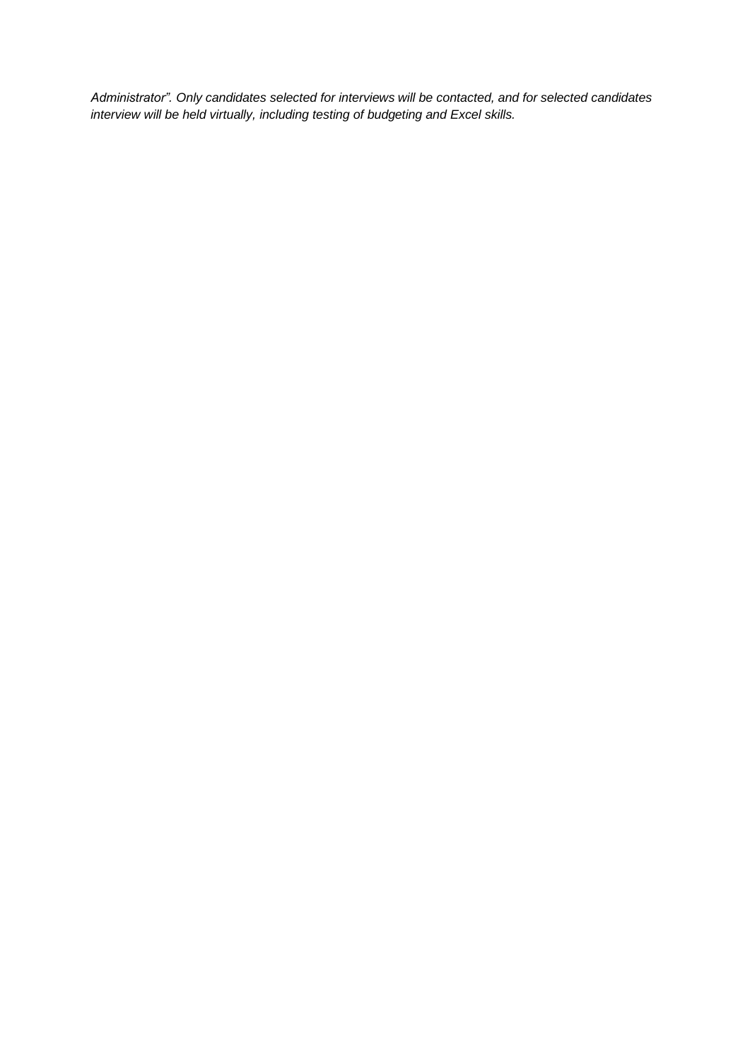*Administrator”. Only candidates selected for interviews will be contacted, and for selected candidates interview will be held virtually, including testing of budgeting and Excel skills.*